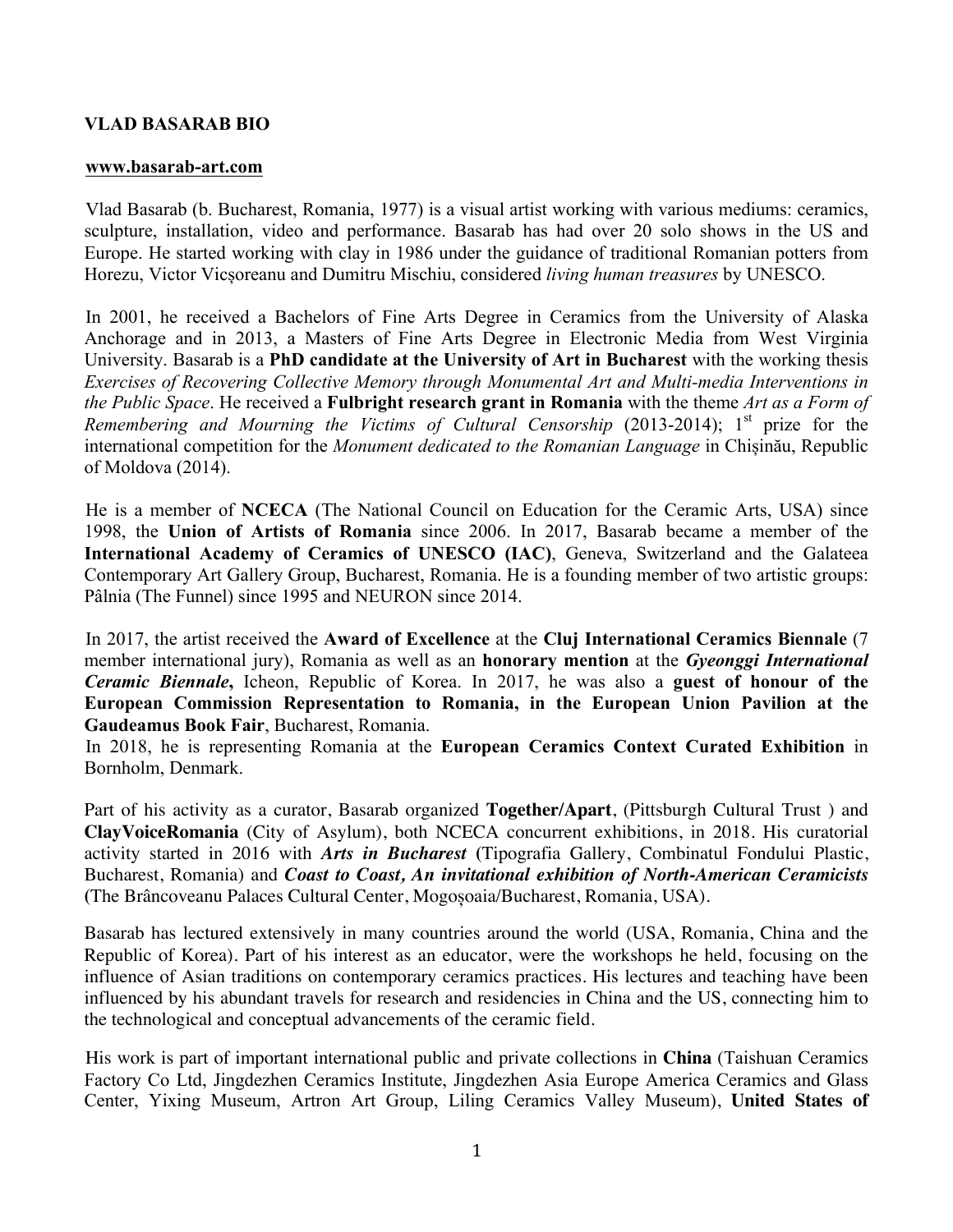**VLAD BASARAB BIO**

**www.basarab-art.com**

Vlad Basarab (b. Bucharest, Romania, 1977) is a visual artist working with various mediums: ceramics, sculpture, installation, video and performance. Basarab has had over 20 solo shows in the US and Europe. He started working with clay in 1986 under the guidance of traditional Romanian potters from Horezu, Victor Vicșoreanu and Dumitru Mischiu, considered *living human treasures* by UNESCO.

In 2001, he received a Bachelors of Fine Arts Degree in Ceramics from the University of Alaska Anchorage and in 2013, a Masters of Fine Arts Degree in Electronic Media from West Virginia University. Basarab is a **PhD candidate at the University of Art in Bucharest** with the working thesis *Exercises of Recovering Collective Memory through Monumental Art and Multi-media Interventions in the Public Space*. He received a **Fulbright research grant in Romania** with the theme *Art as a Form of Remembering and Mourning the Victims of Cultural Censorship* (2013-2014); 1st prize for the international competition for the *Monument dedicated to the Romanian Language* in Chișinău, Republic of Moldova (2014).

He is a member of **NCECA** (The National Council on Education for the Ceramic Arts, USA) since 1998, the **Union of Artists of Romania** since 2006. In 2017, Basarab became a member of the **International Academy of Ceramics of UNESCO (IAC)**, Geneva, Switzerland and the Galateea Contemporary Art Gallery Group, Bucharest, Romania. He is a founding member of two artistic groups: Pâlnia (The Funnel) since 1995 and NEURON since 2014.

In 2017, the artist received the **Award of Excellence** at the **Cluj International Ceramics Biennale** (7 member international jury), Romania as well as an **honorary mention** at the ***Gyeonggi International Ceramic Biennale***, Icheon, Republic of Korea. In 2017, he was also a **guest of honour of the European Commission Representation to Romania, in the European Union Pavilion at the Gaudeamus Book Fair**, Bucharest, Romania.

In 2018, he is representing Romania at the **European Ceramics Context Curated Exhibition** in Bornholm, Denmark.

Part of his activity as a curator, Basarab organized **Together/Apart**, (Pittsburgh Cultural Trust ) and **ClayVoiceRomania** (City of Asylum), both NCECA concurrent exhibitions, in 2018. His curatorial activity started in 2016 with ***Arts in Bucharest*** (Tipografia Gallery, Combinatul Fondului Plastic, Bucharest, Romania) and ***Coast to Coast, An invitational exhibition of North-American Ceramicists*** (The Brâncoveanu Palaces Cultural Center, Mogoșoaia/Bucharest, Romania, USA).

Basarab has lectured extensively in many countries around the world (USA, Romania, China and the Republic of Korea). Part of his interest as an educator, were the workshops he held, focusing on the influence of Asian traditions on contemporary ceramics practices. His lectures and teaching have been influenced by his abundant travels for research and residencies in China and the US, connecting him to the technological and conceptual advancements of the ceramic field.

His work is part of important international public and private collections in **China** (Taishuan Ceramics Factory Co Ltd, Jingdezhen Ceramics Institute, Jingdezhen Asia Europe America Ceramics and Glass Center, Yixing Museum, Artron Art Group, Liling Ceramics Valley Museum), **United States of**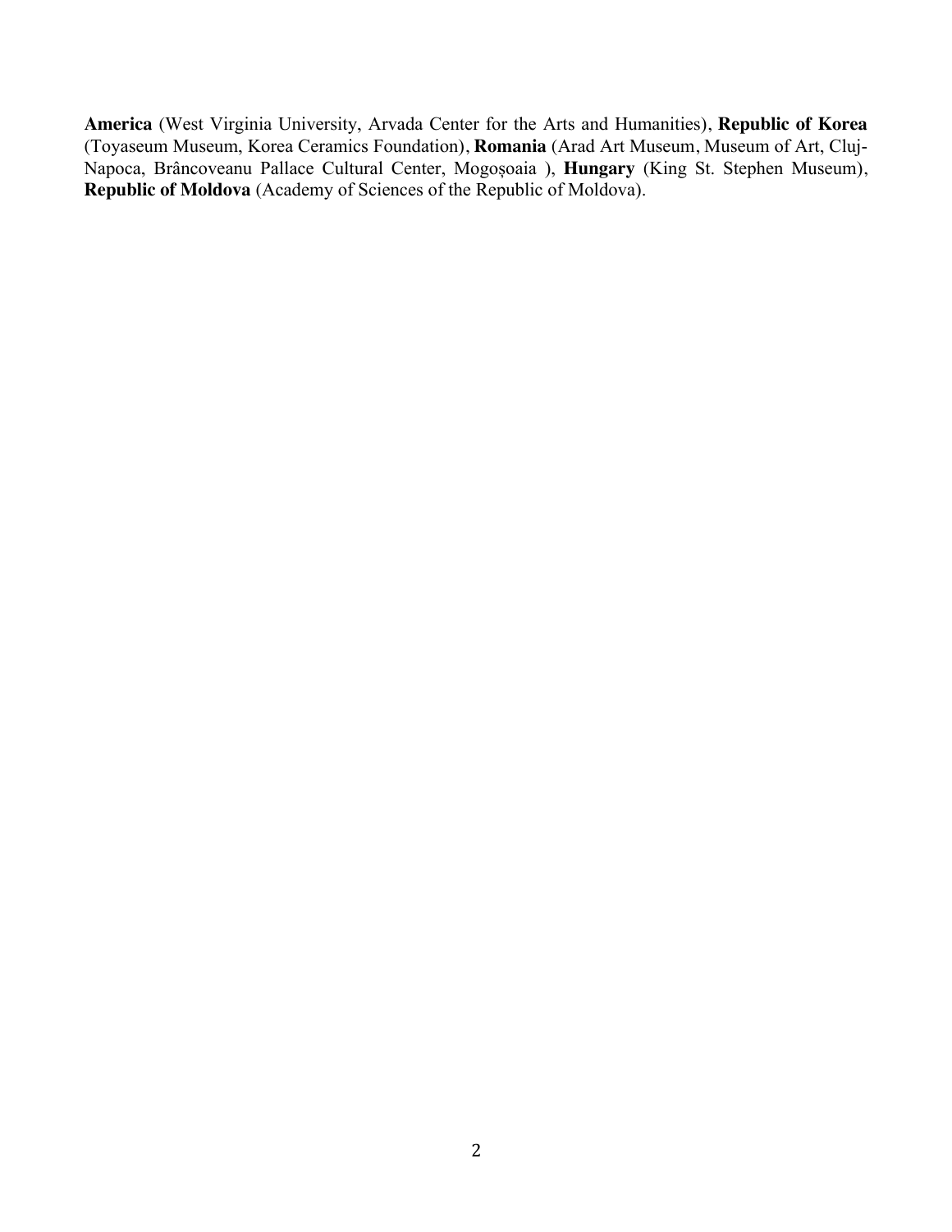**America** (West Virginia University, Arvada Center for the Arts and Humanities), **Republic of Korea** (Toyaseum Museum, Korea Ceramics Foundation), **Romania** (Arad Art Museum, Museum of Art, Cluj-Napoca, Brâncoveanu Pallace Cultural Center, Mogoșoaia ), **Hungary** (King St. Stephen Museum), **Republic of Moldova** (Academy of Sciences of the Republic of Moldova).